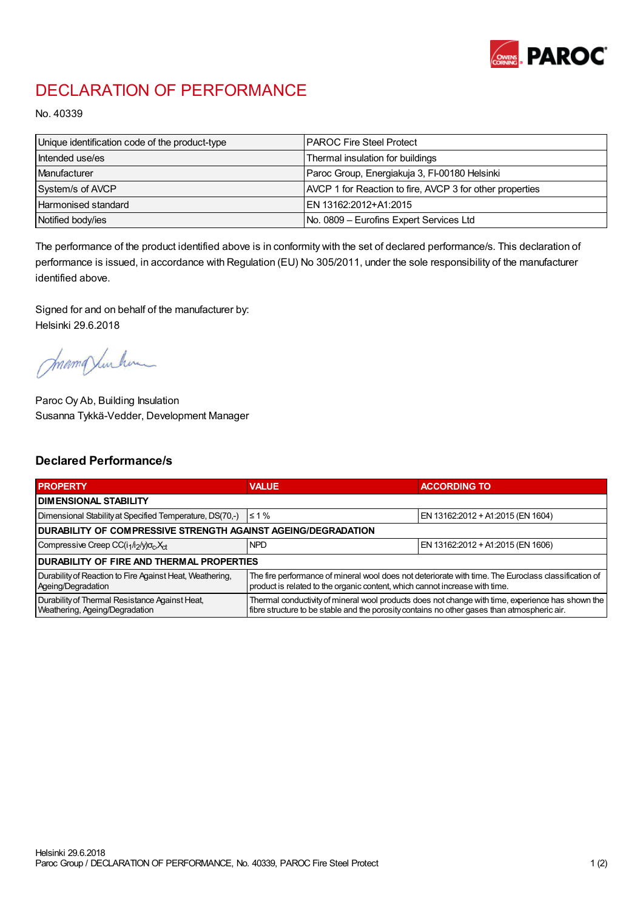# DECLARATION OF PERFORMANCE

No. 40339

| | |
|---|---|
| Unique identification code of the product-type | PAROC Fire Steel Protect |
| Intended use/es | Thermal insulation for buildings |
| Manufacturer | Paroc Group, Energiakuja 3, FI-00180 Helsinki |
| System/s of AVCP | AVCP 1 for Reaction to fire, AVCP 3 for other properties |
| Harmonised standard | EN 13162:2012+A1:2015 |
| Notified body/ies | No. 0809 – Eurofins Expert Services Ltd |

The performance of the product identified above is in conformity with the set of declared performance/s. This declaration of performance is issued, in accordance with Regulation (EU) No 305/2011, under the sole responsibility of the manufacturer identified above.

Signed for and on behalf of the manufacturer by:
Helsinki 29.6.2018

Paroc Oy Ab, Building Insulation
Susanna Tykkä-Vedder, Development Manager

## Declared Performance/s

| PROPERTY | VALUE | ACCORDING TO |
|---|---|---|
| **DIMENSIONAL STABILITY** | | |
| Dimensional Stability at Specified Temperature, DS(70,-) | ≤ 1 % | EN 13162:2012 + A1:2015 (EN 1604) |
| **DURABILITY OF COMPRESSIVE STRENGTH AGAINST AGEING/DEGRADATION** | | |
| Compressive Creep $CC(i_1/i_2/y)\sigma_c X_{ct}$ | NPD | EN 13162:2012 + A1:2015 (EN 1606) |
| **DURABILITY OF FIRE AND THERMAL PROPERTIES** | | |
| Durability of Reaction to Fire Against Heat, Weathering, Ageing/Degradation | The fire performance of mineral wool does not deteriorate with time. The Euroclass classification of product is related to the organic content, which cannot increase with time. | |
| Durability of Thermal Resistance Against Heat, Weathering, Ageing/Degradation | Thermal conductivity of mineral wool products does not change with time, experience has shown the fibre structure to be stable and the porosity contains no other gases than atmospheric air. | |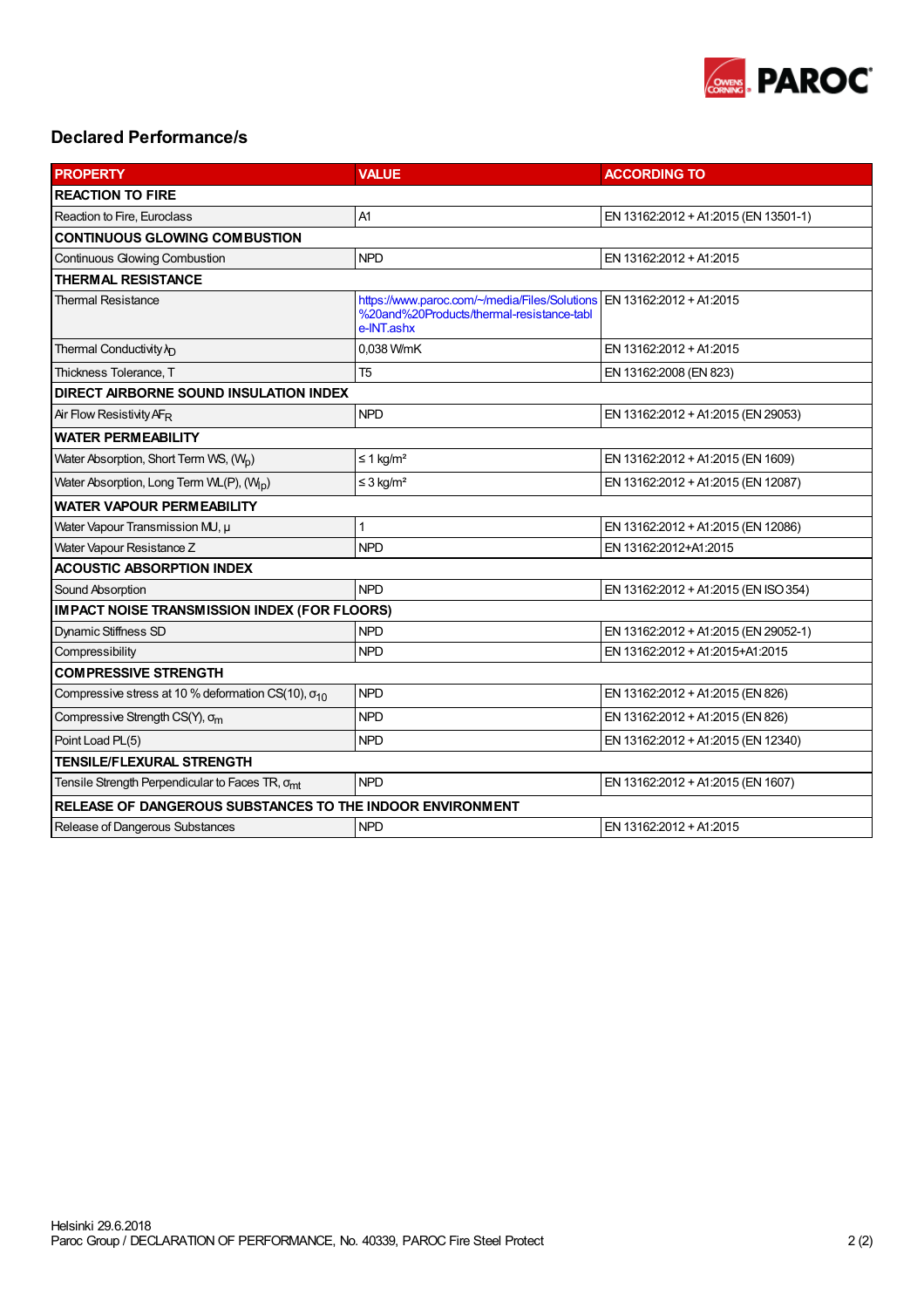## Declared Performance/s

| PROPERTY | VALUE | ACCORDING TO |
|---|---|---|
| **REACTION TO FIRE** | | |
| Reaction to Fire, Euroclass | A1 | EN 13162:2012 + A1:2015 (EN 13501-1) |
| **CONTINUOUS GLOWING COMBUSTION** | | |
| Continuous Glowing Combustion | NPD | EN 13162:2012 + A1:2015 |
| **THERMAL RESISTANCE** | | |
| Thermal Resistance | https://www.paroc.com/~/media/Files/Solutions%20and%20Products/thermal-resistance-table-INT.ashx | EN 13162:2012 + A1:2015 |
| Thermal Conductivity $\lambda_D$ | 0,038 W/mK | EN 13162:2012 + A1:2015 |
| Thickness Tolerance, T | T5 | EN 13162:2008 (EN 823) |
| **DIRECT AIRBORNE SOUND INSULATION INDEX** | | |
| Air Flow Resistivity $AF_R$ | NPD | EN 13162:2012 + A1:2015 (EN 29053) |
| **WATER PERMEABILITY** | | |
| Water Absorption, Short Term WS, ($W_p$) | ≤ 1 kg/m² | EN 13162:2012 + A1:2015 (EN 1609) |
| Water Absorption, Long Term WL(P), ($W_{lp}$) | ≤ 3 kg/m² | EN 13162:2012 + A1:2015 (EN 12087) |
| **WATER VAPOUR PERMEABILITY** | | |
| Water Vapour Transmission MU, μ | 1 | EN 13162:2012 + A1:2015 (EN 12086) |
| Water Vapour Resistance Z | NPD | EN 13162:2012+A1:2015 |
| **ACOUSTIC ABSORPTION INDEX** | | |
| Sound Absorption | NPD | EN 13162:2012 + A1:2015 (EN ISO 354) |
| **IMPACT NOISE TRANSMISSION INDEX (FOR FLOORS)** | | |
| Dynamic Stiffness SD | NPD | EN 13162:2012 + A1:2015 (EN 29052-1) |
| Compressibility | NPD | EN 13162:2012 + A1:2015+A1:2015 |
| **COMPRESSIVE STRENGTH** | | |
| Compressive stress at 10 % deformation CS(10), $\sigma_{10}$ | NPD | EN 13162:2012 + A1:2015 (EN 826) |
| Compressive Strength CS(Y), $\sigma_m$ | NPD | EN 13162:2012 + A1:2015 (EN 826) |
| Point Load PL(5) | NPD | EN 13162:2012 + A1:2015 (EN 12340) |
| **TENSILE/FLEXURAL STRENGTH** | | |
| Tensile Strength Perpendicular to Faces TR, $\sigma_{mt}$ | NPD | EN 13162:2012 + A1:2015 (EN 1607) |
| **RELEASE OF DANGEROUS SUBSTANCES TO THE INDOOR ENVIRONMENT** | | |
| Release of Dangerous Substances | NPD | EN 13162:2012 + A1:2015 |

Helsinki 29.6.2018
Paroc Group / DECLARATION OF PERFORMANCE, No. 40339, PAROC Fire Steel Protect